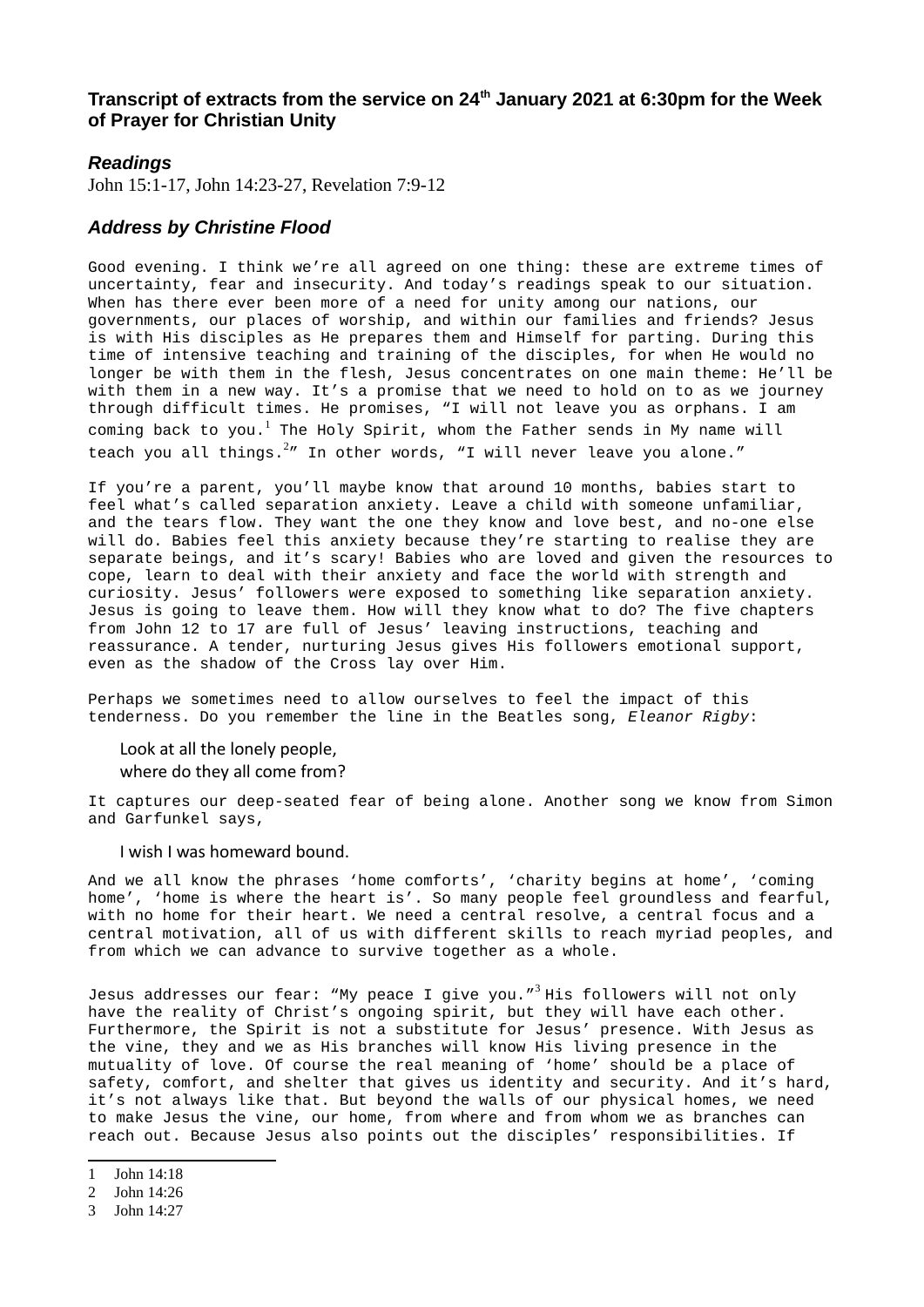## Transcript of extracts from the service on 24th January 2021 at 6:30pm for the Week of Prayer for Christian Unity

### *Readings*

John 15:1-17, John 14:23-27, Revelation 7:9-12

### *Address by Christine Flood*

Good evening. I think we're all agreed on one thing: these are extreme times of uncertainty, fear and insecurity. And today's readings speak to our situation. When has there ever been more of a need for unity among our nations, our governments, our places of worship, and within our families and friends? Jesus is with His disciples as He prepares them and Himself for parting. During this time of intensive teaching and training of the disciples, for when He would no longer be with them in the flesh, Jesus concentrates on one main theme: He'll be with them in a new way. It's a promise that we need to hold on to as we journey through difficult times. He promises, "I will not leave you as orphans. I am coming back to you.[1] The Holy Spirit, whom the Father sends in My name will teach you all things.[2]" In other words, "I will never leave you alone."

If you're a parent, you'll maybe know that around 10 months, babies start to feel what's called separation anxiety. Leave a child with someone unfamiliar, and the tears flow. They want the one they know and love best, and no-one else will do. Babies feel this anxiety because they're starting to realise they are separate beings, and it's scary! Babies who are loved and given the resources to cope, learn to deal with their anxiety and face the world with strength and curiosity. Jesus' followers were exposed to something like separation anxiety. Jesus is going to leave them. How will they know what to do? The five chapters from John 12 to 17 are full of Jesus' leaving instructions, teaching and reassurance. A tender, nurturing Jesus gives His followers emotional support, even as the shadow of the Cross lay over Him.

Perhaps we sometimes need to allow ourselves to feel the impact of this tenderness. Do you remember the line in the Beatles song, *Eleanor Rigby*:

> Look at all the lonely people,
> where do they all come from?

It captures our deep-seated fear of being alone. Another song we know from Simon and Garfunkel says,

> I wish I was homeward bound.

And we all know the phrases 'home comforts', 'charity begins at home', 'coming home', 'home is where the heart is'. So many people feel groundless and fearful, with no home for their heart. We need a central resolve, a central focus and a central motivation, all of us with different skills to reach myriad peoples, and from which we can advance to survive together as a whole.

Jesus addresses our fear: "My peace I give you."[3] His followers will not only have the reality of Christ's ongoing spirit, but they will have each other. Furthermore, the Spirit is not a substitute for Jesus' presence. With Jesus as the vine, they and we as His branches will know His living presence in the mutuality of love. Of course the real meaning of 'home' should be a place of safety, comfort, and shelter that gives us identity and security. And it's hard, it's not always like that. But beyond the walls of our physical homes, we need to make Jesus the vine, our home, from where and from whom we as branches can reach out. Because Jesus also points out the disciples' responsibilities. If

---

1 John 14:18
2 John 14:26
3 John 14:27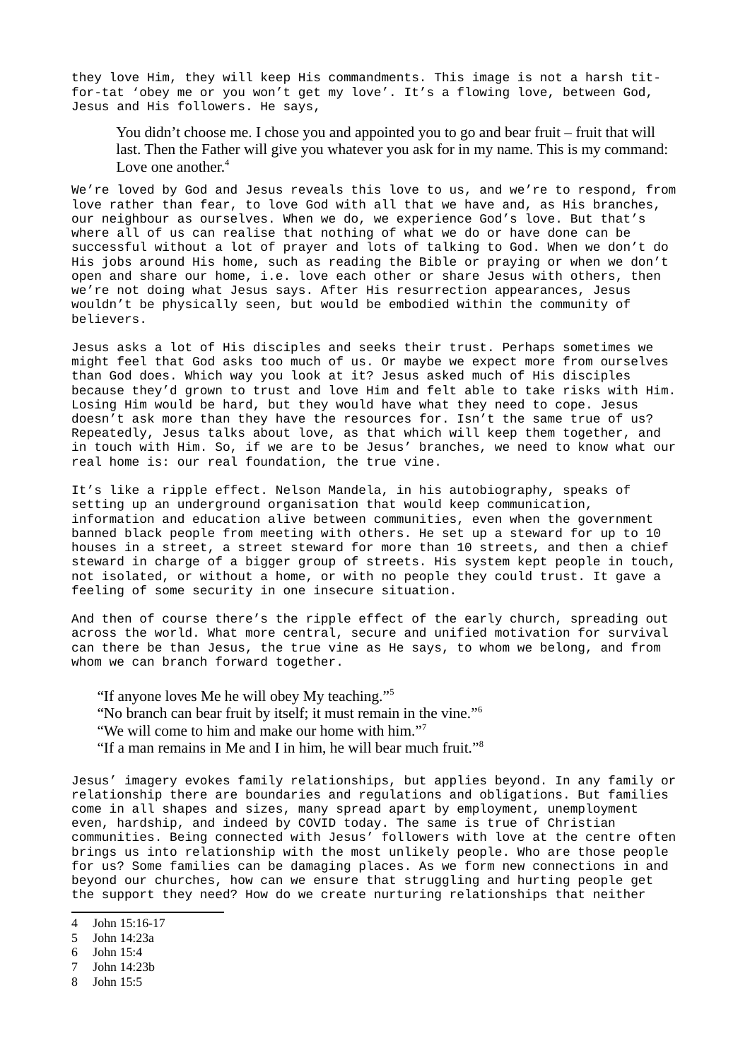they love Him, they will keep His commandments. This image is not a harsh tit-for-tat 'obey me or you won't get my love'. It's a flowing love, between God, Jesus and His followers. He says,

> You didn't choose me. I chose you and appointed you to go and bear fruit – fruit that will last. Then the Father will give you whatever you ask for in my name. This is my command: Love one another.[4]

We're loved by God and Jesus reveals this love to us, and we're to respond, from love rather than fear, to love God with all that we have and, as His branches, our neighbour as ourselves. When we do, we experience God's love. But that's where all of us can realise that nothing of what we do or have done can be successful without a lot of prayer and lots of talking to God. When we don't do His jobs around His home, such as reading the Bible or praying or when we don't open and share our home, i.e. love each other or share Jesus with others, then we're not doing what Jesus says. After His resurrection appearances, Jesus wouldn't be physically seen, but would be embodied within the community of believers.

Jesus asks a lot of His disciples and seeks their trust. Perhaps sometimes we might feel that God asks too much of us. Or maybe we expect more from ourselves than God does. Which way you look at it? Jesus asked much of His disciples because they'd grown to trust and love Him and felt able to take risks with Him. Losing Him would be hard, but they would have what they need to cope. Jesus doesn't ask more than they have the resources for. Isn't the same true of us? Repeatedly, Jesus talks about love, as that which will keep them together, and in touch with Him. So, if we are to be Jesus' branches, we need to know what our real home is: our real foundation, the true vine.

It's like a ripple effect. Nelson Mandela, in his autobiography, speaks of setting up an underground organisation that would keep communication, information and education alive between communities, even when the government banned black people from meeting with others. He set up a steward for up to 10 houses in a street, a street steward for more than 10 streets, and then a chief steward in charge of a bigger group of streets. His system kept people in touch, not isolated, or without a home, or with no people they could trust. It gave a feeling of some security in one insecure situation.

And then of course there's the ripple effect of the early church, spreading out across the world. What more central, secure and unified motivation for survival can there be than Jesus, the true vine as He says, to whom we belong, and from whom we can branch forward together.

> "If anyone loves Me he will obey My teaching."[5]
> "No branch can bear fruit by itself; it must remain in the vine."[6]
> "We will come to him and make our home with him."[7]
> "If a man remains in Me and I in him, he will bear much fruit."[8]

Jesus' imagery evokes family relationships, but applies beyond. In any family or relationship there are boundaries and regulations and obligations. But families come in all shapes and sizes, many spread apart by employment, unemployment even, hardship, and indeed by COVID today. The same is true of Christian communities. Being connected with Jesus' followers with love at the centre often brings us into relationship with the most unlikely people. Who are those people for us? Some families can be damaging places. As we form new connections in and beyond our churches, how can we ensure that struggling and hurting people get the support they need? How do we create nurturing relationships that neither

---

4 John 15:16-17
5 John 14:23a
6 John 15:4
7 John 14:23b
8 John 15:5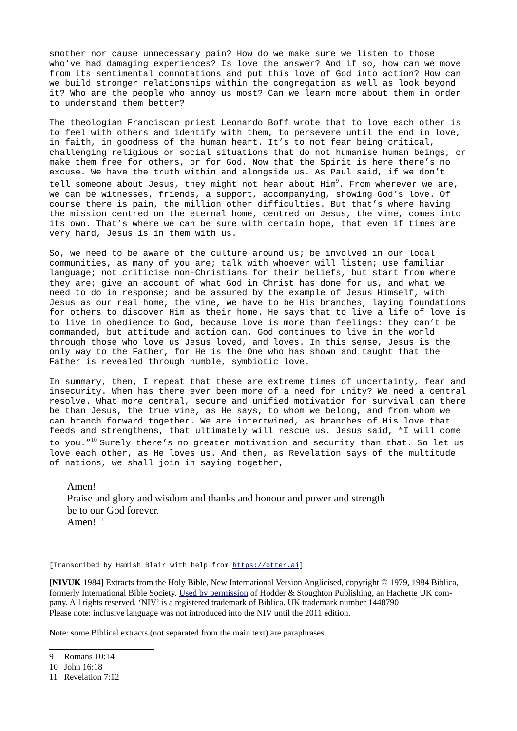smother nor cause unnecessary pain? How do we make sure we listen to those who've had damaging experiences? Is love the answer? And if so, how can we move from its sentimental connotations and put this love of God into action? How can we build stronger relationships within the congregation as well as look beyond it? Who are the people who annoy us most? Can we learn more about them in order to understand them better?

The theologian Franciscan priest Leonardo Boff wrote that to love each other is to feel with others and identify with them, to persevere until the end in love, in faith, in goodness of the human heart. It's to not fear being critical, challenging religious or social situations that do not humanise human beings, or make them free for others, or for God. Now that the Spirit is here there's no excuse. We have the truth within and alongside us. As Paul said, if we don't tell someone about Jesus, they might not hear about Him[9]. From wherever we are, we can be witnesses, friends, a support, accompanying, showing God's love. Of course there is pain, the million other difficulties. But that's where having the mission centred on the eternal home, centred on Jesus, the vine, comes into its own. That's where we can be sure with certain hope, that even if times are very hard, Jesus is in them with us.

So, we need to be aware of the culture around us; be involved in our local communities, as many of you are; talk with whoever will listen; use familiar language; not criticise non-Christians for their beliefs, but start from where they are; give an account of what God in Christ has done for us, and what we need to do in response; and be assured by the example of Jesus Himself, with Jesus as our real home, the vine, we have to be His branches, laying foundations for others to discover Him as their home. He says that to live a life of love is to live in obedience to God, because love is more than feelings: they can't be commanded, but attitude and action can. God continues to live in the world through those who love us Jesus loved, and loves. In this sense, Jesus is the only way to the Father, for He is the One who has shown and taught that the Father is revealed through humble, symbiotic love.

In summary, then, I repeat that these are extreme times of uncertainty, fear and insecurity. When has there ever been more of a need for unity? We need a central resolve. What more central, secure and unified motivation for survival can there be than Jesus, the true vine, as He says, to whom we belong, and from whom we can branch forward together. We are intertwined, as branches of His love that feeds and strengthens, that ultimately will rescue us. Jesus said, "I will come to you."[10] Surely there's no greater motivation and security than that. So let us love each other, as He loves us. And then, as Revelation says of the multitude of nations, we shall join in saying together,

> Amen!
> Praise and glory and wisdom and thanks and honour and power and strength be to our God forever.
> Amen! [11]

[Transcribed by Hamish Blair with help from https://otter.ai]

**[NIVUK** 1984] Extracts from the Holy Bible, New International Version Anglicised, copyright © 1979, 1984 Biblica, formerly International Bible Society. Used by permission of Hodder & Stoughton Publishing, an Hachette UK company. All rights reserved. 'NIV' is a registered trademark of Biblica. UK trademark number 1448790
Please note: inclusive language was not introduced into the NIV until the 2011 edition.

Note: some Biblical extracts (not separated from the main text) are paraphrases.

9 Romans 10:14
10 John 16:18
11 Revelation 7:12